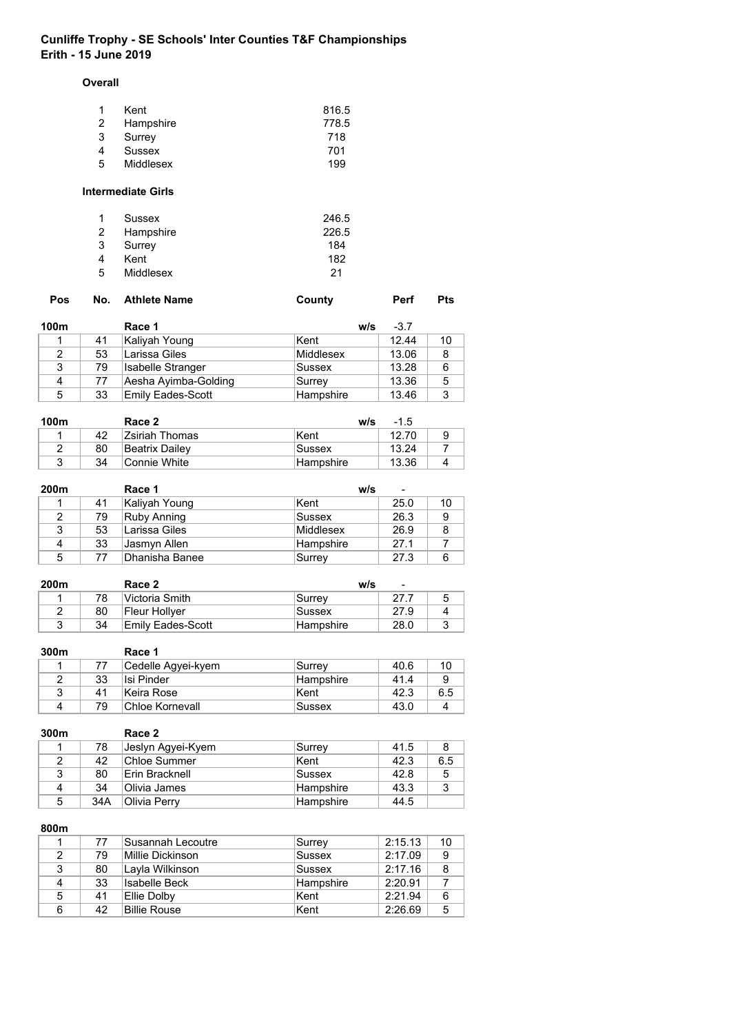# Cunliffe Trophy - SE Schools' Inter Counties T&F Championships
## Erith - 15 June 2019

### Overall

| | | |
|---|---|---|
| 1 | Kent | 816.5 |
| 2 | Hampshire | 778.5 |
| 3 | Surrey | 718 |
| 4 | Sussex | 701 |
| 5 | Middlesex | 199 |

### Intermediate Girls

| | | |
|---|---|---|
| 1 | Sussex | 246.5 |
| 2 | Hampshire | 226.5 |
| 3 | Surrey | 184 |
| 4 | Kent | 182 |
| 5 | Middlesex | 21 |

**100m** Race 1 — w/s -3.7

| Pos | No. | Athlete Name | County | Perf | Pts |
|---|---|---|---|---|---|
| 1 | 41 | Kaliyah Young | Kent | 12.44 | 10 |
| 2 | 53 | Larissa Giles | Middlesex | 13.06 | 8 |
| 3 | 79 | Isabelle Stranger | Sussex | 13.28 | 6 |
| 4 | 77 | Aesha Ayimba-Golding | Surrey | 13.36 | 5 |
| 5 | 33 | Emily Eades-Scott | Hampshire | 13.46 | 3 |

**100m** Race 2 — w/s -1.5

| Pos | No. | Athlete Name | County | Perf | Pts |
|---|---|---|---|---|---|
| 1 | 42 | Zsiriah Thomas | Kent | 12.70 | 9 |
| 2 | 80 | Beatrix Dailey | Sussex | 13.24 | 7 |
| 3 | 34 | Connie White | Hampshire | 13.36 | 4 |

**200m** Race 1 — w/s -

| Pos | No. | Athlete Name | County | Perf | Pts |
|---|---|---|---|---|---|
| 1 | 41 | Kaliyah Young | Kent | 25.0 | 10 |
| 2 | 79 | Ruby Anning | Sussex | 26.3 | 9 |
| 3 | 53 | Larissa Giles | Middlesex | 26.9 | 8 |
| 4 | 33 | Jasmyn Allen | Hampshire | 27.1 | 7 |
| 5 | 77 | Dhanisha Banee | Surrey | 27.3 | 6 |

**200m** Race 2 — w/s -

| Pos | No. | Athlete Name | County | Perf | Pts |
|---|---|---|---|---|---|
| 1 | 78 | Victoria Smith | Surrey | 27.7 | 5 |
| 2 | 80 | Fleur Hollyer | Sussex | 27.9 | 4 |
| 3 | 34 | Emily Eades-Scott | Hampshire | 28.0 | 3 |

**300m** Race 1

| Pos | No. | Athlete Name | County | Perf | Pts |
|---|---|---|---|---|---|
| 1 | 77 | Cedelle Agyei-kyem | Surrey | 40.6 | 10 |
| 2 | 33 | Isi Pinder | Hampshire | 41.4 | 9 |
| 3 | 41 | Keira Rose | Kent | 42.3 | 6.5 |
| 4 | 79 | Chloe Kornevall | Sussex | 43.0 | 4 |

**300m** Race 2

| Pos | No. | Athlete Name | County | Perf | Pts |
|---|---|---|---|---|---|
| 1 | 78 | Jeslyn Agyei-Kyem | Surrey | 41.5 | 8 |
| 2 | 42 | Chloe Summer | Kent | 42.3 | 6.5 |
| 3 | 80 | Erin Bracknell | Sussex | 42.8 | 5 |
| 4 | 34 | Olivia James | Hampshire | 43.3 | 3 |
| 5 | 34A | Olivia Perry | Hampshire | 44.5 | |

**800m**

| Pos | No. | Athlete Name | County | Perf | Pts |
|---|---|---|---|---|---|
| 1 | 77 | Susannah Lecoutre | Surrey | 2:15.13 | 10 |
| 2 | 79 | Millie Dickinson | Sussex | 2:17.09 | 9 |
| 3 | 80 | Layla Wilkinson | Sussex | 2:17.16 | 8 |
| 4 | 33 | Isabelle Beck | Hampshire | 2:20.91 | 7 |
| 5 | 41 | Ellie Dolby | Kent | 2:21.94 | 6 |
| 6 | 42 | Billie Rouse | Kent | 2:26.69 | 5 |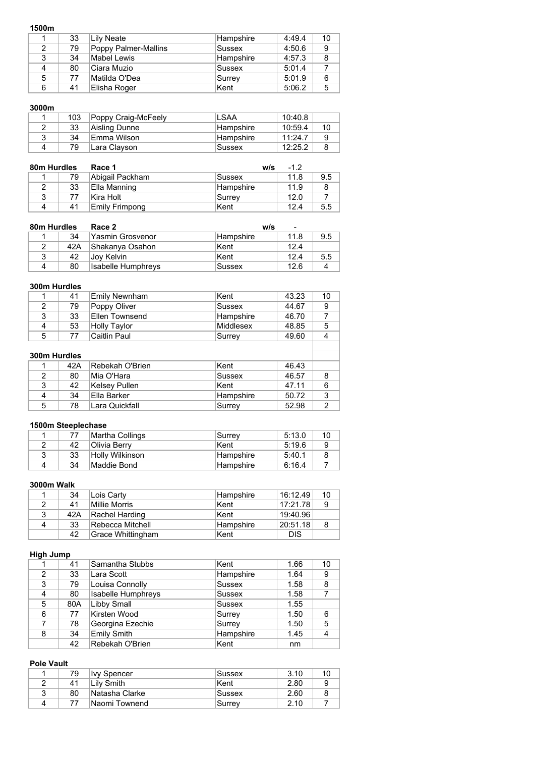**1500m**

| | | | | | |
|---|---|---|---|---|---|
| 1 | 33 | Lily Neate | Hampshire | 4:49.4 | 10 |
| 2 | 79 | Poppy Palmer-Mallins | Sussex | 4:50.6 | 9 |
| 3 | 34 | Mabel Lewis | Hampshire | 4:57.3 | 8 |
| 4 | 80 | Ciara Muzio | Sussex | 5:01.4 | 7 |
| 5 | 77 | Matilda O'Dea | Surrey | 5:01.9 | 6 |
| 6 | 41 | Elisha Roger | Kent | 5:06.2 | 5 |

**3000m**

| | | | | | |
|---|---|---|---|---|---|
| 1 | 103 | Poppy Craig-McFeely | LSAA | 10:40.8 | |
| 2 | 33 | Aisling Dunne | Hampshire | 10:59.4 | 10 |
| 3 | 34 | Emma Wilson | Hampshire | 11:24.7 | 9 |
| 4 | 79 | Lara Clayson | Sussex | 12:25.2 | 8 |

**80m Hurdles** **Race 1** **w/s** -1.2

| | | | | | |
|---|---|---|---|---|---|
| 1 | 79 | Abigail Packham | Sussex | 11.8 | 9.5 |
| 2 | 33 | Ella Manning | Hampshire | 11.9 | 8 |
| 3 | 77 | Kira Holt | Surrey | 12.0 | 7 |
| 4 | 41 | Emily Frimpong | Kent | 12.4 | 5.5 |

**80m Hurdles** **Race 2** **w/s** -

| | | | | | |
|---|---|---|---|---|---|
| 1 | 34 | Yasmin Grosvenor | Hampshire | 11.8 | 9.5 |
| 2 | 42A | Shakanya Osahon | Kent | 12.4 | |
| 3 | 42 | Joy Kelvin | Kent | 12.4 | 5.5 |
| 4 | 80 | Isabelle Humphreys | Sussex | 12.6 | 4 |

**300m Hurdles**

| | | | | | |
|---|---|---|---|---|---|
| 1 | 41 | Emily Newnham | Kent | 43.23 | 10 |
| 2 | 79 | Poppy Oliver | Sussex | 44.67 | 9 |
| 3 | 33 | Ellen Townsend | Hampshire | 46.70 | 7 |
| 4 | 53 | Holly Taylor | Middlesex | 48.85 | 5 |
| 5 | 77 | Caitlin Paul | Surrey | 49.60 | 4 |

**300m Hurdles**

| | | | | | |
|---|---|---|---|---|---|
| 1 | 42A | Rebekah O'Brien | Kent | 46.43 | |
| 2 | 80 | Mia O'Hara | Sussex | 46.57 | 8 |
| 3 | 42 | Kelsey Pullen | Kent | 47.11 | 6 |
| 4 | 34 | Ella Barker | Hampshire | 50.72 | 3 |
| 5 | 78 | Lara Quickfall | Surrey | 52.98 | 2 |

**1500m Steeplechase**

| | | | | | |
|---|---|---|---|---|---|
| 1 | 77 | Martha Collings | Surrey | 5:13.0 | 10 |
| 2 | 42 | Olivia Berry | Kent | 5:19.6 | 9 |
| 3 | 33 | Holly Wilkinson | Hampshire | 5:40.1 | 8 |
| 4 | 34 | Maddie Bond | Hampshire | 6:16.4 | 7 |

**3000m Walk**

| | | | | | |
|---|---|---|---|---|---|
| 1 | 34 | Lois Carty | Hampshire | 16:12.49 | 10 |
| 2 | 41 | Millie Morris | Kent | 17:21.78 | 9 |
| 3 | 42A | Rachel Harding | Kent | 19:40.96 | |
| 4 | 33 | Rebecca Mitchell | Hampshire | 20:51.18 | 8 |
| | 42 | Grace Whittingham | Kent | DIS | |

**High Jump**

| | | | | | |
|---|---|---|---|---|---|
| 1 | 41 | Samantha Stubbs | Kent | 1.66 | 10 |
| 2 | 33 | Lara Scott | Hampshire | 1.64 | 9 |
| 3 | 79 | Louisa Connolly | Sussex | 1.58 | 8 |
| 4 | 80 | Isabelle Humphreys | Sussex | 1.58 | 7 |
| 5 | 80A | Libby Small | Sussex | 1.55 | |
| 6 | 77 | Kirsten Wood | Surrey | 1.50 | 6 |
| 7 | 78 | Georgina Ezechie | Surrey | 1.50 | 5 |
| 8 | 34 | Emily Smith | Hampshire | 1.45 | 4 |
| | 42 | Rebekah O'Brien | Kent | nm | |

**Pole Vault**

| | | | | | |
|---|---|---|---|---|---|
| 1 | 79 | Ivy Spencer | Sussex | 3.10 | 10 |
| 2 | 41 | Lily Smith | Kent | 2.80 | 9 |
| 3 | 80 | Natasha Clarke | Sussex | 2.60 | 8 |
| 4 | 77 | Naomi Townend | Surrey | 2.10 | 7 |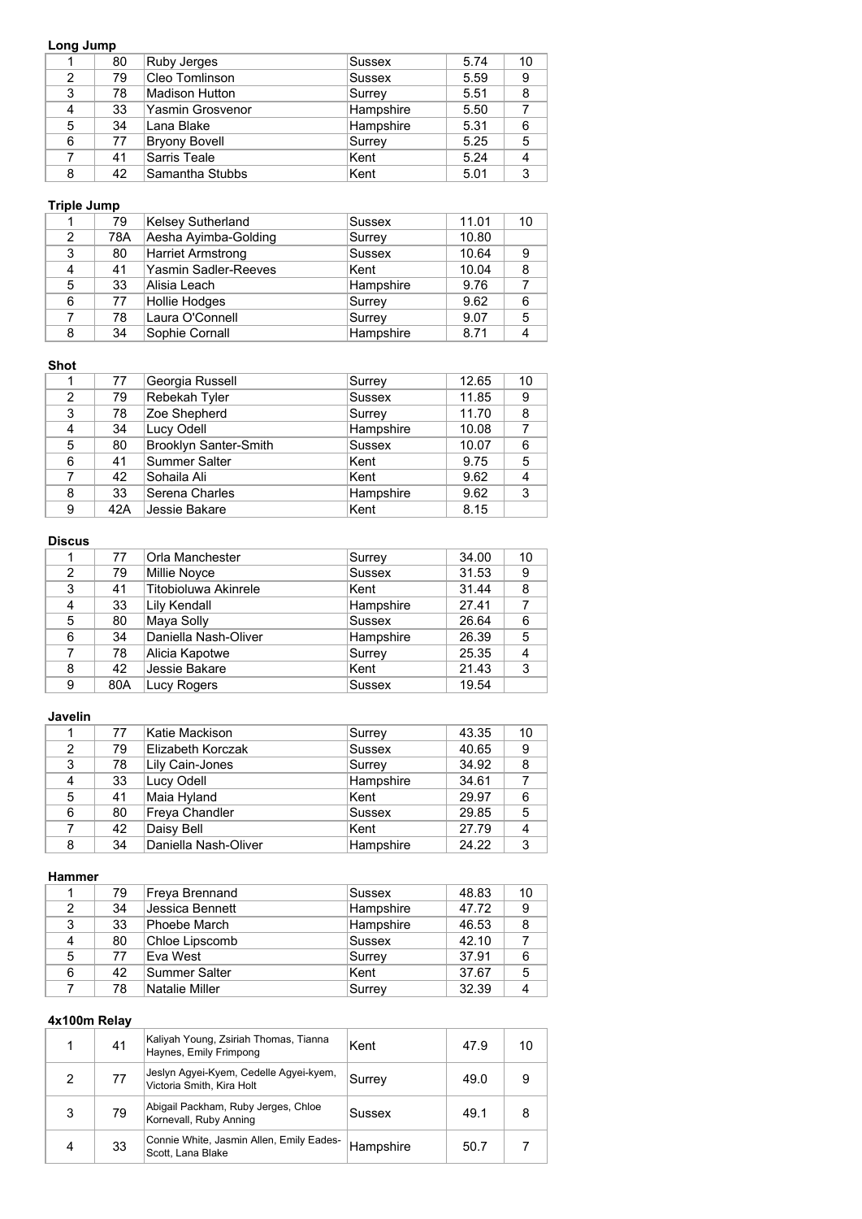**Long Jump**

| | | | | | |
|---|---|---|---|---|---|
| 1 | 80 | Ruby Jerges | Sussex | 5.74 | 10 |
| 2 | 79 | Cleo Tomlinson | Sussex | 5.59 | 9 |
| 3 | 78 | Madison Hutton | Surrey | 5.51 | 8 |
| 4 | 33 | Yasmin Grosvenor | Hampshire | 5.50 | 7 |
| 5 | 34 | Lana Blake | Hampshire | 5.31 | 6 |
| 6 | 77 | Bryony Bovell | Surrey | 5.25 | 5 |
| 7 | 41 | Sarris Teale | Kent | 5.24 | 4 |
| 8 | 42 | Samantha Stubbs | Kent | 5.01 | 3 |

**Triple Jump**

| | | | | | |
|---|---|---|---|---|---|
| 1 | 79 | Kelsey Sutherland | Sussex | 11.01 | 10 |
| 2 | 78A | Aesha Ayimba-Golding | Surrey | 10.80 | |
| 3 | 80 | Harriet Armstrong | Sussex | 10.64 | 9 |
| 4 | 41 | Yasmin Sadler-Reeves | Kent | 10.04 | 8 |
| 5 | 33 | Alisia Leach | Hampshire | 9.76 | 7 |
| 6 | 77 | Hollie Hodges | Surrey | 9.62 | 6 |
| 7 | 78 | Laura O'Connell | Surrey | 9.07 | 5 |
| 8 | 34 | Sophie Cornall | Hampshire | 8.71 | 4 |

**Shot**

| | | | | | |
|---|---|---|---|---|---|
| 1 | 77 | Georgia Russell | Surrey | 12.65 | 10 |
| 2 | 79 | Rebekah Tyler | Sussex | 11.85 | 9 |
| 3 | 78 | Zoe Shepherd | Surrey | 11.70 | 8 |
| 4 | 34 | Lucy Odell | Hampshire | 10.08 | 7 |
| 5 | 80 | Brooklyn Santer-Smith | Sussex | 10.07 | 6 |
| 6 | 41 | Summer Salter | Kent | 9.75 | 5 |
| 7 | 42 | Sohaila Ali | Kent | 9.62 | 4 |
| 8 | 33 | Serena Charles | Hampshire | 9.62 | 3 |
| 9 | 42A | Jessie Bakare | Kent | 8.15 | |

**Discus**

| | | | | | |
|---|---|---|---|---|---|
| 1 | 77 | Orla Manchester | Surrey | 34.00 | 10 |
| 2 | 79 | Millie Noyce | Sussex | 31.53 | 9 |
| 3 | 41 | Titobioluwa Akinrele | Kent | 31.44 | 8 |
| 4 | 33 | Lily Kendall | Hampshire | 27.41 | 7 |
| 5 | 80 | Maya Solly | Sussex | 26.64 | 6 |
| 6 | 34 | Daniella Nash-Oliver | Hampshire | 26.39 | 5 |
| 7 | 78 | Alicia Kapotwe | Surrey | 25.35 | 4 |
| 8 | 42 | Jessie Bakare | Kent | 21.43 | 3 |
| 9 | 80A | Lucy Rogers | Sussex | 19.54 | |

**Javelin**

| | | | | | |
|---|---|---|---|---|---|
| 1 | 77 | Katie Mackison | Surrey | 43.35 | 10 |
| 2 | 79 | Elizabeth Korczak | Sussex | 40.65 | 9 |
| 3 | 78 | Lily Cain-Jones | Surrey | 34.92 | 8 |
| 4 | 33 | Lucy Odell | Hampshire | 34.61 | 7 |
| 5 | 41 | Maia Hyland | Kent | 29.97 | 6 |
| 6 | 80 | Freya Chandler | Sussex | 29.85 | 5 |
| 7 | 42 | Daisy Bell | Kent | 27.79 | 4 |
| 8 | 34 | Daniella Nash-Oliver | Hampshire | 24.22 | 3 |

**Hammer**

| | | | | | |
|---|---|---|---|---|---|
| 1 | 79 | Freya Brennand | Sussex | 48.83 | 10 |
| 2 | 34 | Jessica Bennett | Hampshire | 47.72 | 9 |
| 3 | 33 | Phoebe March | Hampshire | 46.53 | 8 |
| 4 | 80 | Chloe Lipscomb | Sussex | 42.10 | 7 |
| 5 | 77 | Eva West | Surrey | 37.91 | 6 |
| 6 | 42 | Summer Salter | Kent | 37.67 | 5 |
| 7 | 78 | Natalie Miller | Surrey | 32.39 | 4 |

**4x100m Relay**

| | | | | | |
|---|---|---|---|---|---|
| 1 | 41 | Kaliyah Young, Zsiriah Thomas, Tianna Haynes, Emily Frimpong | Kent | 47.9 | 10 |
| 2 | 77 | Jeslyn Agyei-Kyem, Cedelle Agyei-kyem, Victoria Smith, Kira Holt | Surrey | 49.0 | 9 |
| 3 | 79 | Abigail Packham, Ruby Jerges, Chloe Kornevall, Ruby Anning | Sussex | 49.1 | 8 |
| 4 | 33 | Connie White, Jasmin Allen, Emily Eades-Scott, Lana Blake | Hampshire | 50.7 | 7 |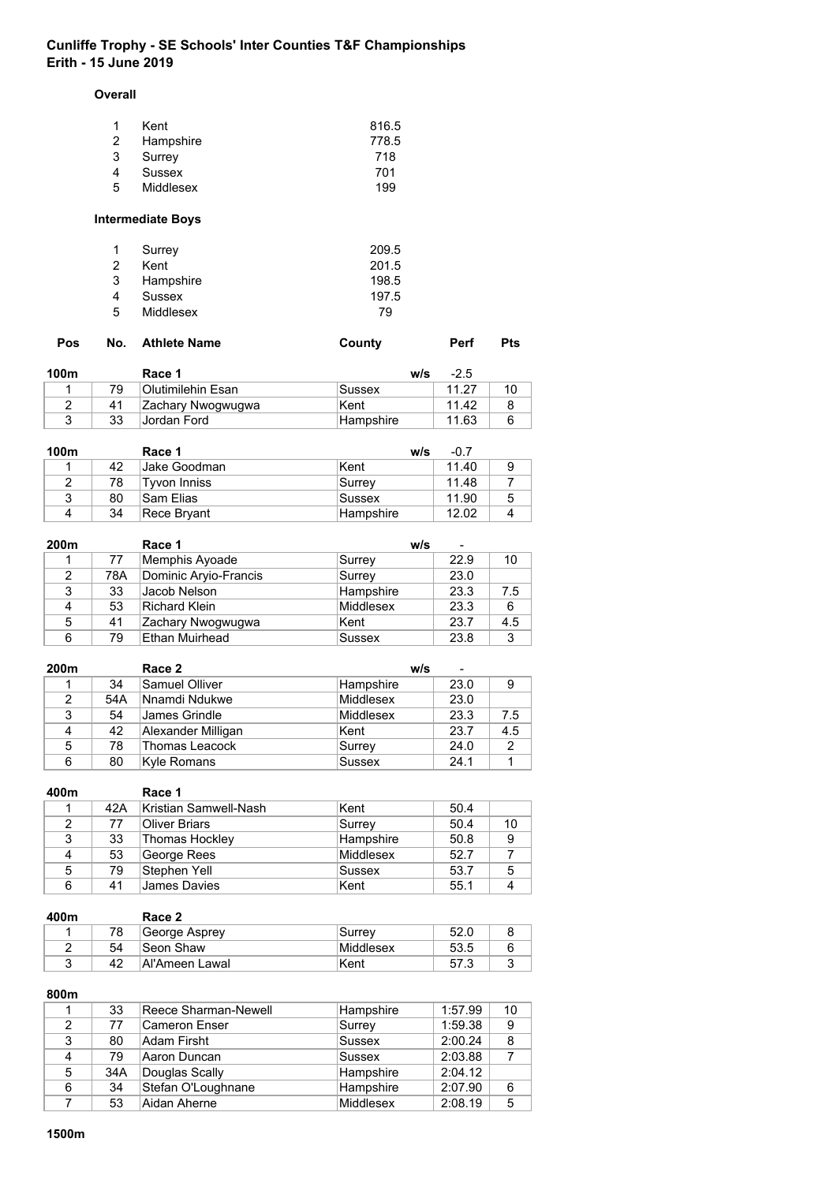# Cunliffe Trophy - SE Schools' Inter Counties T&F Championships
## Erith - 15 June 2019

### Overall

| | | |
|---|---|---|
| 1 | Kent | 816.5 |
| 2 | Hampshire | 778.5 |
| 3 | Surrey | 718 |
| 4 | Sussex | 701 |
| 5 | Middlesex | 199 |

### Intermediate Boys

| | | |
|---|---|---|
| 1 | Surrey | 209.5 |
| 2 | Kent | 201.5 |
| 3 | Hampshire | 198.5 |
| 4 | Sussex | 197.5 |
| 5 | Middlesex | 79 |

**100m** Race 1 w/s -2.5

| Pos | No. | Athlete Name | County | Perf | Pts |
|---|---|---|---|---|---|
| 1 | 79 | Olutimilehin Esan | Sussex | 11.27 | 10 |
| 2 | 41 | Zachary Nwogwugwa | Kent | 11.42 | 8 |
| 3 | 33 | Jordan Ford | Hampshire | 11.63 | 6 |

**100m** Race 1 w/s -0.7

| Pos | No. | Athlete Name | County | Perf | Pts |
|---|---|---|---|---|---|
| 1 | 42 | Jake Goodman | Kent | 11.40 | 9 |
| 2 | 78 | Tyvon Inniss | Surrey | 11.48 | 7 |
| 3 | 80 | Sam Elias | Sussex | 11.90 | 5 |
| 4 | 34 | Rece Bryant | Hampshire | 12.02 | 4 |

**200m** Race 1 w/s -

| Pos | No. | Athlete Name | County | Perf | Pts |
|---|---|---|---|---|---|
| 1 | 77 | Memphis Ayoade | Surrey | 22.9 | 10 |
| 2 | 78A | Dominic Aryio-Francis | Surrey | 23.0 | |
| 3 | 33 | Jacob Nelson | Hampshire | 23.3 | 7.5 |
| 4 | 53 | Richard Klein | Middlesex | 23.3 | 6 |
| 5 | 41 | Zachary Nwogwugwa | Kent | 23.7 | 4.5 |
| 6 | 79 | Ethan Muirhead | Sussex | 23.8 | 3 |

**200m** Race 2 w/s -

| Pos | No. | Athlete Name | County | Perf | Pts |
|---|---|---|---|---|---|
| 1 | 34 | Samuel Olliver | Hampshire | 23.0 | 9 |
| 2 | 54A | Nnamdi Ndukwe | Middlesex | 23.0 | |
| 3 | 54 | James Grindle | Middlesex | 23.3 | 7.5 |
| 4 | 42 | Alexander Milligan | Kent | 23.7 | 4.5 |
| 5 | 78 | Thomas Leacock | Surrey | 24.0 | 2 |
| 6 | 80 | Kyle Romans | Sussex | 24.1 | 1 |

**400m** Race 1

| Pos | No. | Athlete Name | County | Perf | Pts |
|---|---|---|---|---|---|
| 1 | 42A | Kristian Samwell-Nash | Kent | 50.4 | |
| 2 | 77 | Oliver Briars | Surrey | 50.4 | 10 |
| 3 | 33 | Thomas Hockley | Hampshire | 50.8 | 9 |
| 4 | 53 | George Rees | Middlesex | 52.7 | 7 |
| 5 | 79 | Stephen Yell | Sussex | 53.7 | 5 |
| 6 | 41 | James Davies | Kent | 55.1 | 4 |

**400m** Race 2

| Pos | No. | Athlete Name | County | Perf | Pts |
|---|---|---|---|---|---|
| 1 | 78 | George Asprey | Surrey | 52.0 | 8 |
| 2 | 54 | Seon Shaw | Middlesex | 53.5 | 6 |
| 3 | 42 | Al'Ameen Lawal | Kent | 57.3 | 3 |

**800m**

| Pos | No. | Athlete Name | County | Perf | Pts |
|---|---|---|---|---|---|
| 1 | 33 | Reece Sharman-Newell | Hampshire | 1:57.99 | 10 |
| 2 | 77 | Cameron Enser | Surrey | 1:59.38 | 9 |
| 3 | 80 | Adam Firsht | Sussex | 2:00.24 | 8 |
| 4 | 79 | Aaron Duncan | Sussex | 2:03.88 | 7 |
| 5 | 34A | Douglas Scally | Hampshire | 2:04.12 | |
| 6 | 34 | Stefan O'Loughnane | Hampshire | 2:07.90 | 6 |
| 7 | 53 | Aidan Aherne | Middlesex | 2:08.19 | 5 |

**1500m**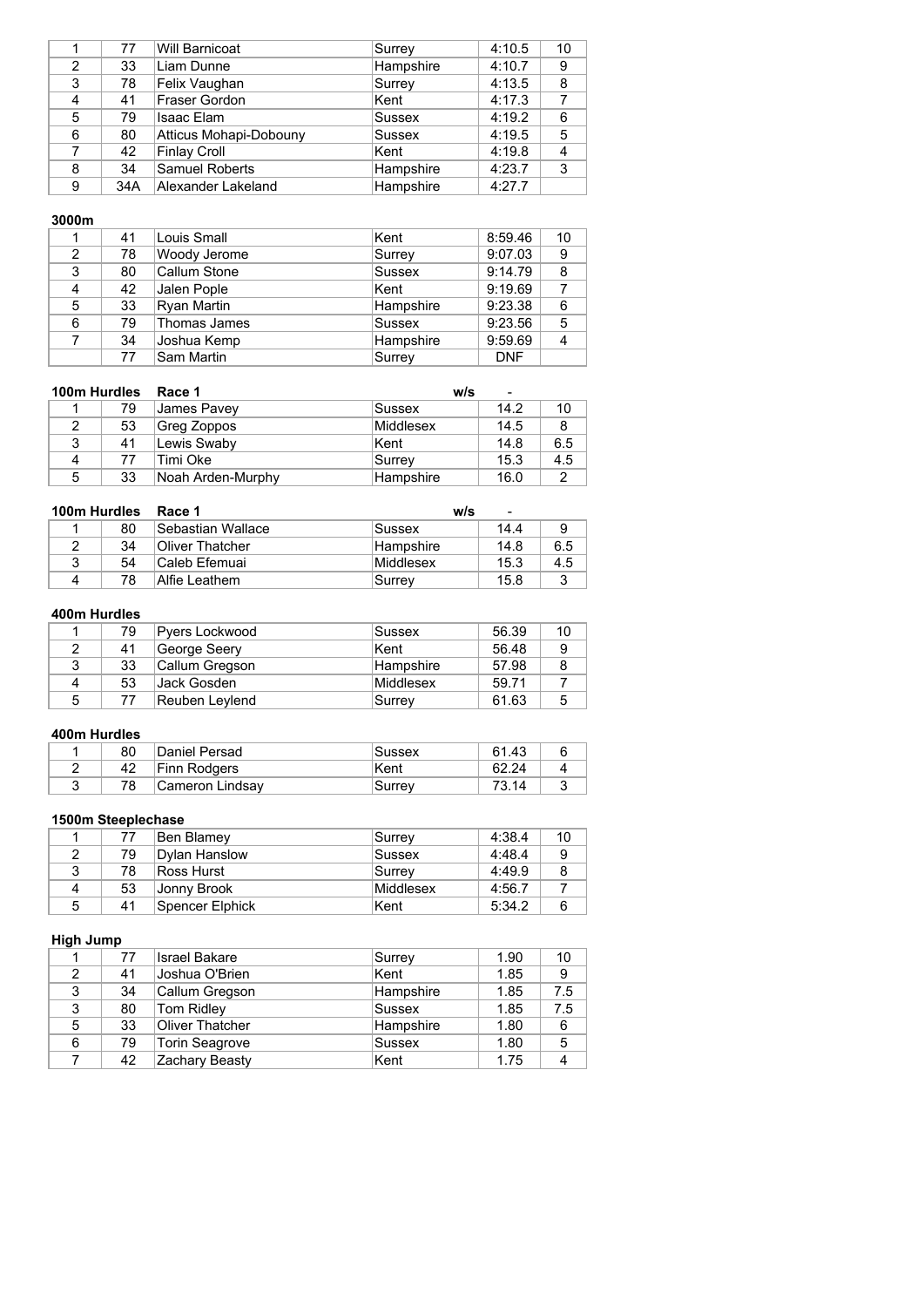| | | | | | |
|---|---|---|---|---|---|
| 1 | 77 | Will Barnicoat | Surrey | 4:10.5 | 10 |
| 2 | 33 | Liam Dunne | Hampshire | 4:10.7 | 9 |
| 3 | 78 | Felix Vaughan | Surrey | 4:13.5 | 8 |
| 4 | 41 | Fraser Gordon | Kent | 4:17.3 | 7 |
| 5 | 79 | Isaac Elam | Sussex | 4:19.2 | 6 |
| 6 | 80 | Atticus Mohapi-Dobouny | Sussex | 4:19.5 | 5 |
| 7 | 42 | Finlay Croll | Kent | 4:19.8 | 4 |
| 8 | 34 | Samuel Roberts | Hampshire | 4:23.7 | 3 |
| 9 | 34A | Alexander Lakeland | Hampshire | 4:27.7 | |

**3000m**

| | | | | | |
|---|---|---|---|---|---|
| 1 | 41 | Louis Small | Kent | 8:59.46 | 10 |
| 2 | 78 | Woody Jerome | Surrey | 9:07.03 | 9 |
| 3 | 80 | Callum Stone | Sussex | 9:14.79 | 8 |
| 4 | 42 | Jalen Pople | Kent | 9:19.69 | 7 |
| 5 | 33 | Ryan Martin | Hampshire | 9:23.38 | 6 |
| 6 | 79 | Thomas James | Sussex | 9:23.56 | 5 |
| 7 | 34 | Joshua Kemp | Hampshire | 9:59.69 | 4 |
| | 77 | Sam Martin | Surrey | DNF | |

**100m Hurdles** **Race 1** **w/s** -

| | | | | | |
|---|---|---|---|---|---|
| 1 | 79 | James Pavey | Sussex | 14.2 | 10 |
| 2 | 53 | Greg Zoppos | Middlesex | 14.5 | 8 |
| 3 | 41 | Lewis Swaby | Kent | 14.8 | 6.5 |
| 4 | 77 | Timi Oke | Surrey | 15.3 | 4.5 |
| 5 | 33 | Noah Arden-Murphy | Hampshire | 16.0 | 2 |

**100m Hurdles** **Race 1** **w/s** -

| | | | | | |
|---|---|---|---|---|---|
| 1 | 80 | Sebastian Wallace | Sussex | 14.4 | 9 |
| 2 | 34 | Oliver Thatcher | Hampshire | 14.8 | 6.5 |
| 3 | 54 | Caleb Efemuai | Middlesex | 15.3 | 4.5 |
| 4 | 78 | Alfie Leathem | Surrey | 15.8 | 3 |

**400m Hurdles**

| | | | | | |
|---|---|---|---|---|---|
| 1 | 79 | Pyers Lockwood | Sussex | 56.39 | 10 |
| 2 | 41 | George Seery | Kent | 56.48 | 9 |
| 3 | 33 | Callum Gregson | Hampshire | 57.98 | 8 |
| 4 | 53 | Jack Gosden | Middlesex | 59.71 | 7 |
| 5 | 77 | Reuben Leylend | Surrey | 61.63 | 5 |

**400m Hurdles**

| | | | | | |
|---|---|---|---|---|---|
| 1 | 80 | Daniel Persad | Sussex | 61.43 | 6 |
| 2 | 42 | Finn Rodgers | Kent | 62.24 | 4 |
| 3 | 78 | Cameron Lindsay | Surrey | 73.14 | 3 |

**1500m Steeplechase**

| | | | | | |
|---|---|---|---|---|---|
| 1 | 77 | Ben Blamey | Surrey | 4:38.4 | 10 |
| 2 | 79 | Dylan Hanslow | Sussex | 4:48.4 | 9 |
| 3 | 78 | Ross Hurst | Surrey | 4:49.9 | 8 |
| 4 | 53 | Jonny Brook | Middlesex | 4:56.7 | 7 |
| 5 | 41 | Spencer Elphick | Kent | 5:34.2 | 6 |

**High Jump**

| | | | | | |
|---|---|---|---|---|---|
| 1 | 77 | Israel Bakare | Surrey | 1.90 | 10 |
| 2 | 41 | Joshua O'Brien | Kent | 1.85 | 9 |
| 3 | 34 | Callum Gregson | Hampshire | 1.85 | 7.5 |
| 3 | 80 | Tom Ridley | Sussex | 1.85 | 7.5 |
| 5 | 33 | Oliver Thatcher | Hampshire | 1.80 | 6 |
| 6 | 79 | Torin Seagrove | Sussex | 1.80 | 5 |
| 7 | 42 | Zachary Beasty | Kent | 1.75 | 4 |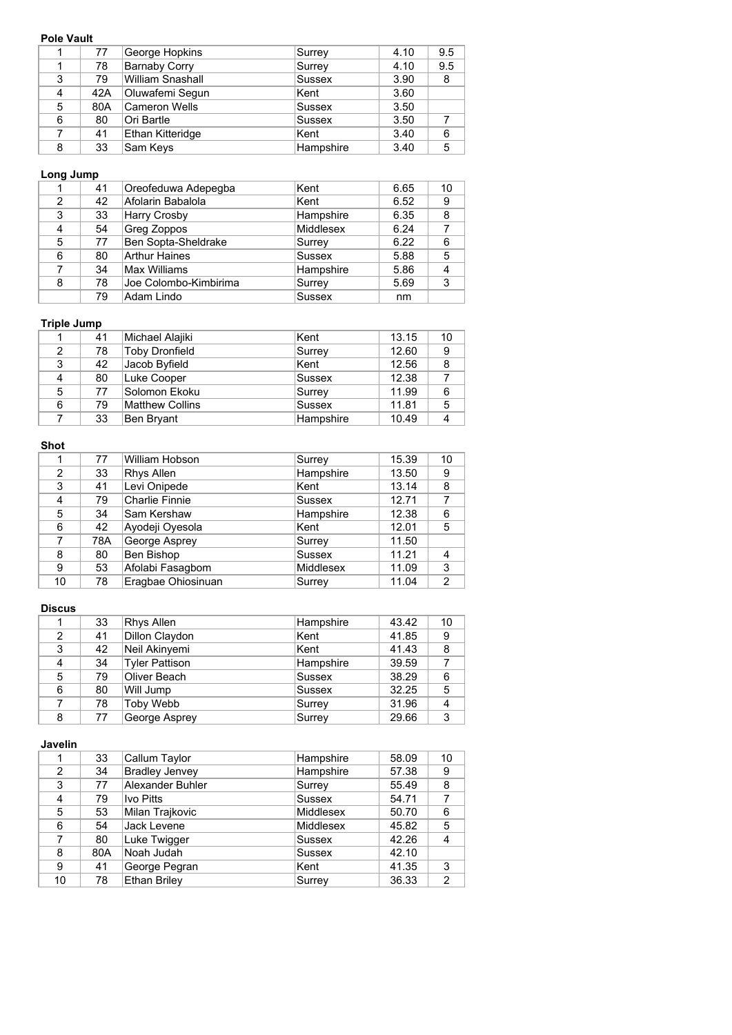**Pole Vault**

| | | | | | |
|---|---|---|---|---|---|
| 1 | 77 | George Hopkins | Surrey | 4.10 | 9.5 |
| 1 | 78 | Barnaby Corry | Surrey | 4.10 | 9.5 |
| 3 | 79 | William Snashall | Sussex | 3.90 | 8 |
| 4 | 42A | Oluwafemi Segun | Kent | 3.60 | |
| 5 | 80A | Cameron Wells | Sussex | 3.50 | |
| 6 | 80 | Ori Bartle | Sussex | 3.50 | 7 |
| 7 | 41 | Ethan Kitteridge | Kent | 3.40 | 6 |
| 8 | 33 | Sam Keys | Hampshire | 3.40 | 5 |

**Long Jump**

| | | | | | |
|---|---|---|---|---|---|
| 1 | 41 | Oreofeduwa Adepegba | Kent | 6.65 | 10 |
| 2 | 42 | Afolarin Babalola | Kent | 6.52 | 9 |
| 3 | 33 | Harry Crosby | Hampshire | 6.35 | 8 |
| 4 | 54 | Greg Zoppos | Middlesex | 6.24 | 7 |
| 5 | 77 | Ben Sopta-Sheldrake | Surrey | 6.22 | 6 |
| 6 | 80 | Arthur Haines | Sussex | 5.88 | 5 |
| 7 | 34 | Max Williams | Hampshire | 5.86 | 4 |
| 8 | 78 | Joe Colombo-Kimbirima | Surrey | 5.69 | 3 |
| | 79 | Adam Lindo | Sussex | nm | |

**Triple Jump**

| | | | | | |
|---|---|---|---|---|---|
| 1 | 41 | Michael Alajiki | Kent | 13.15 | 10 |
| 2 | 78 | Toby Dronfield | Surrey | 12.60 | 9 |
| 3 | 42 | Jacob Byfield | Kent | 12.56 | 8 |
| 4 | 80 | Luke Cooper | Sussex | 12.38 | 7 |
| 5 | 77 | Solomon Ekoku | Surrey | 11.99 | 6 |
| 6 | 79 | Matthew Collins | Sussex | 11.81 | 5 |
| 7 | 33 | Ben Bryant | Hampshire | 10.49 | 4 |

**Shot**

| | | | | | |
|---|---|---|---|---|---|
| 1 | 77 | William Hobson | Surrey | 15.39 | 10 |
| 2 | 33 | Rhys Allen | Hampshire | 13.50 | 9 |
| 3 | 41 | Levi Onipede | Kent | 13.14 | 8 |
| 4 | 79 | Charlie Finnie | Sussex | 12.71 | 7 |
| 5 | 34 | Sam Kershaw | Hampshire | 12.38 | 6 |
| 6 | 42 | Ayodeji Oyesola | Kent | 12.01 | 5 |
| 7 | 78A | George Asprey | Surrey | 11.50 | |
| 8 | 80 | Ben Bishop | Sussex | 11.21 | 4 |
| 9 | 53 | Afolabi Fasagbom | Middlesex | 11.09 | 3 |
| 10 | 78 | Eragbae Ohiosinuan | Surrey | 11.04 | 2 |

**Discus**

| | | | | | |
|---|---|---|---|---|---|
| 1 | 33 | Rhys Allen | Hampshire | 43.42 | 10 |
| 2 | 41 | Dillon Claydon | Kent | 41.85 | 9 |
| 3 | 42 | Neil Akinyemi | Kent | 41.43 | 8 |
| 4 | 34 | Tyler Pattison | Hampshire | 39.59 | 7 |
| 5 | 79 | Oliver Beach | Sussex | 38.29 | 6 |
| 6 | 80 | Will Jump | Sussex | 32.25 | 5 |
| 7 | 78 | Toby Webb | Surrey | 31.96 | 4 |
| 8 | 77 | George Asprey | Surrey | 29.66 | 3 |

**Javelin**

| | | | | | |
|---|---|---|---|---|---|
| 1 | 33 | Callum Taylor | Hampshire | 58.09 | 10 |
| 2 | 34 | Bradley Jenvey | Hampshire | 57.38 | 9 |
| 3 | 77 | Alexander Buhler | Surrey | 55.49 | 8 |
| 4 | 79 | Ivo Pitts | Sussex | 54.71 | 7 |
| 5 | 53 | Milan Trajkovic | Middlesex | 50.70 | 6 |
| 6 | 54 | Jack Levene | Middlesex | 45.82 | 5 |
| 7 | 80 | Luke Twigger | Sussex | 42.26 | 4 |
| 8 | 80A | Noah Judah | Sussex | 42.10 | |
| 9 | 41 | George Pegran | Kent | 41.35 | 3 |
| 10 | 78 | Ethan Briley | Surrey | 36.33 | 2 |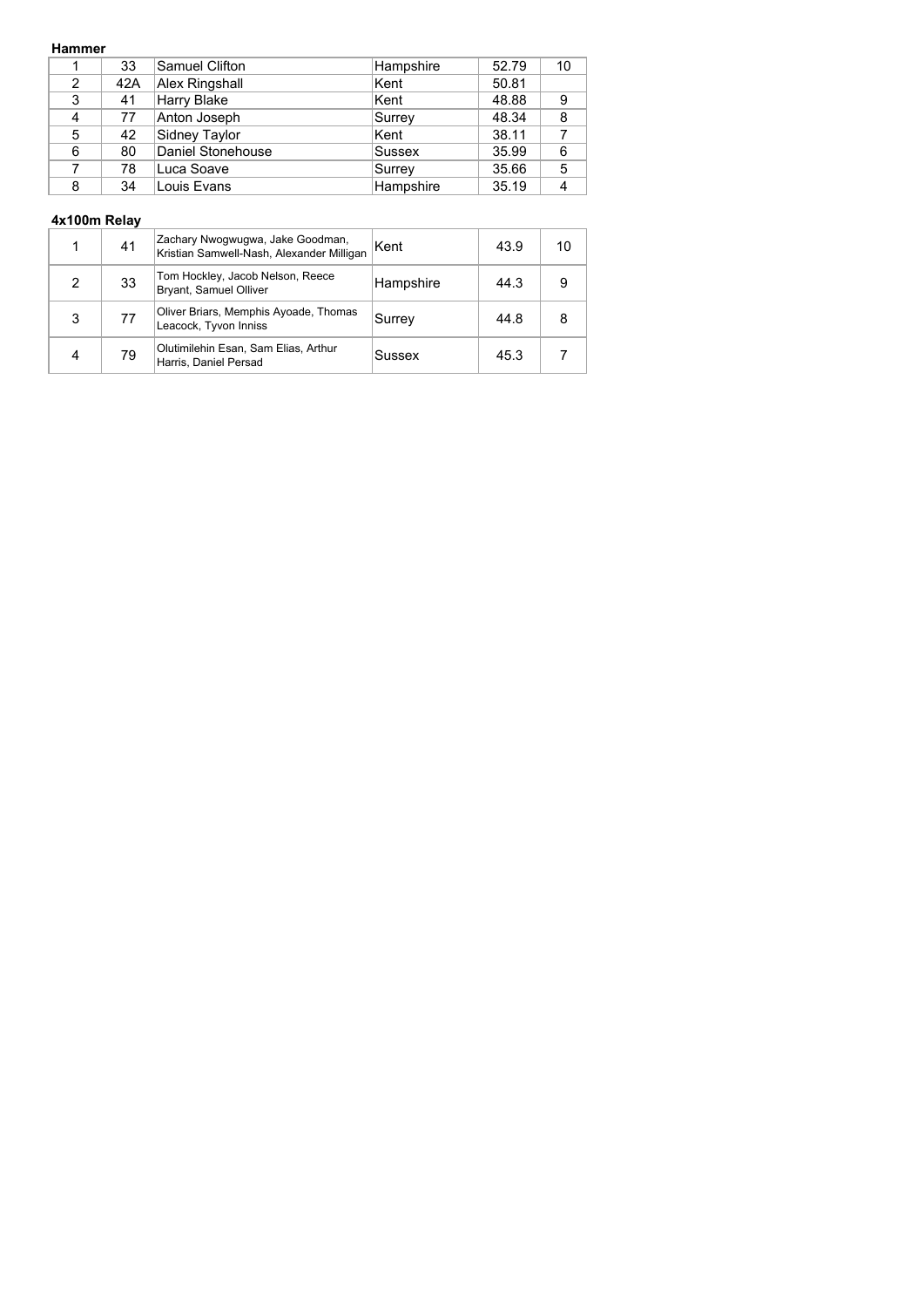**Hammer**

| | | | | | |
|---|---|---|---|---|---|
| 1 | 33 | Samuel Clifton | Hampshire | 52.79 | 10 |
| 2 | 42A | Alex Ringshall | Kent | 50.81 | |
| 3 | 41 | Harry Blake | Kent | 48.88 | 9 |
| 4 | 77 | Anton Joseph | Surrey | 48.34 | 8 |
| 5 | 42 | Sidney Taylor | Kent | 38.11 | 7 |
| 6 | 80 | Daniel Stonehouse | Sussex | 35.99 | 6 |
| 7 | 78 | Luca Soave | Surrey | 35.66 | 5 |
| 8 | 34 | Louis Evans | Hampshire | 35.19 | 4 |

**4x100m Relay**

| | | | | | |
|---|---|---|---|---|---|
| 1 | 41 | Zachary Nwogwugwa, Jake Goodman, Kristian Samwell-Nash, Alexander Milligan | Kent | 43.9 | 10 |
| 2 | 33 | Tom Hockley, Jacob Nelson, Reece Bryant, Samuel Olliver | Hampshire | 44.3 | 9 |
| 3 | 77 | Oliver Briars, Memphis Ayoade, Thomas Leacock, Tyvon Inniss | Surrey | 44.8 | 8 |
| 4 | 79 | Olutimilehin Esan, Sam Elias, Arthur Harris, Daniel Persad | Sussex | 45.3 | 7 |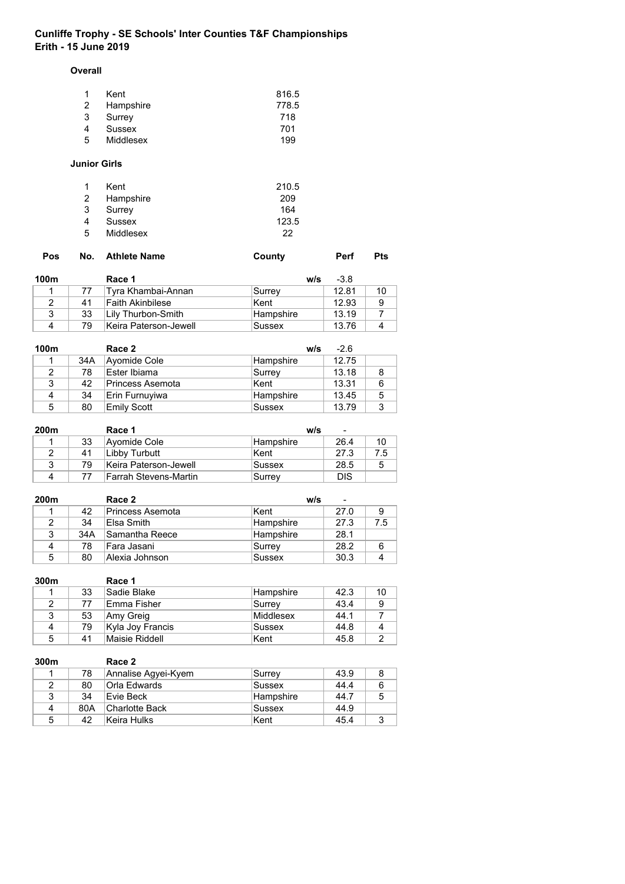# Cunliffe Trophy - SE Schools' Inter Counties T&F Championships
## Erith - 15 June 2019

### Overall

| | | |
|---|---|---|
| 1 | Kent | 816.5 |
| 2 | Hampshire | 778.5 |
| 3 | Surrey | 718 |
| 4 | Sussex | 701 |
| 5 | Middlesex | 199 |

### Junior Girls

| | | |
|---|---|---|
| 1 | Kent | 210.5 |
| 2 | Hampshire | 209 |
| 3 | Surrey | 164 |
| 4 | Sussex | 123.5 |
| 5 | Middlesex | 22 |

**100m** Race 1 — w/s -3.8

| Pos | No. | Athlete Name | County | Perf | Pts |
|---|---|---|---|---|---|
| 1 | 77 | Tyra Khambai-Annan | Surrey | 12.81 | 10 |
| 2 | 41 | Faith Akinbilese | Kent | 12.93 | 9 |
| 3 | 33 | Lily Thurbon-Smith | Hampshire | 13.19 | 7 |
| 4 | 79 | Keira Paterson-Jewell | Sussex | 13.76 | 4 |

**100m** Race 2 — w/s -2.6

| Pos | No. | Athlete Name | County | Perf | Pts |
|---|---|---|---|---|---|
| 1 | 34A | Ayomide Cole | Hampshire | 12.75 | |
| 2 | 78 | Ester Ibiama | Surrey | 13.18 | 8 |
| 3 | 42 | Princess Asemota | Kent | 13.31 | 6 |
| 4 | 34 | Erin Furnuyiwa | Hampshire | 13.45 | 5 |
| 5 | 80 | Emily Scott | Sussex | 13.79 | 3 |

**200m** Race 1 — w/s -

| Pos | No. | Athlete Name | County | Perf | Pts |
|---|---|---|---|---|---|
| 1 | 33 | Ayomide Cole | Hampshire | 26.4 | 10 |
| 2 | 41 | Libby Turbutt | Kent | 27.3 | 7.5 |
| 3 | 79 | Keira Paterson-Jewell | Sussex | 28.5 | 5 |
| 4 | 77 | Farrah Stevens-Martin | Surrey | DIS | |

**200m** Race 2 — w/s -

| Pos | No. | Athlete Name | County | Perf | Pts |
|---|---|---|---|---|---|
| 1 | 42 | Princess Asemota | Kent | 27.0 | 9 |
| 2 | 34 | Elsa Smith | Hampshire | 27.3 | 7.5 |
| 3 | 34A | Samantha Reece | Hampshire | 28.1 | |
| 4 | 78 | Fara Jasani | Surrey | 28.2 | 6 |
| 5 | 80 | Alexia Johnson | Sussex | 30.3 | 4 |

**300m** Race 1

| Pos | No. | Athlete Name | County | Perf | Pts |
|---|---|---|---|---|---|
| 1 | 33 | Sadie Blake | Hampshire | 42.3 | 10 |
| 2 | 77 | Emma Fisher | Surrey | 43.4 | 9 |
| 3 | 53 | Amy Greig | Middlesex | 44.1 | 7 |
| 4 | 79 | Kyla Joy Francis | Sussex | 44.8 | 4 |
| 5 | 41 | Maisie Riddell | Kent | 45.8 | 2 |

**300m** Race 2

| Pos | No. | Athlete Name | County | Perf | Pts |
|---|---|---|---|---|---|
| 1 | 78 | Annalise Agyei-Kyem | Surrey | 43.9 | 8 |
| 2 | 80 | Orla Edwards | Sussex | 44.4 | 6 |
| 3 | 34 | Evie Beck | Hampshire | 44.7 | 5 |
| 4 | 80A | Charlotte Back | Sussex | 44.9 | |
| 5 | 42 | Keira Hulks | Kent | 45.4 | 3 |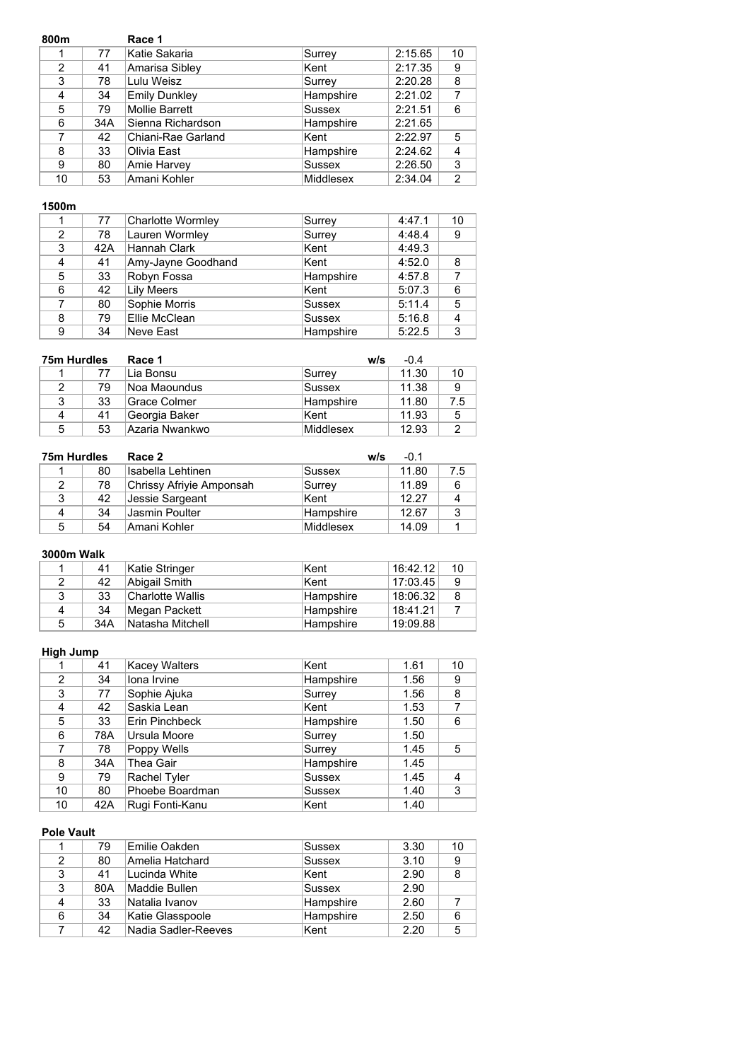**800m** **Race 1**

| | | | | | |
|---|---|---|---|---|---|
| 1 | 77 | Katie Sakaria | Surrey | 2:15.65 | 10 |
| 2 | 41 | Amarisa Sibley | Kent | 2:17.35 | 9 |
| 3 | 78 | Lulu Weisz | Surrey | 2:20.28 | 8 |
| 4 | 34 | Emily Dunkley | Hampshire | 2:21.02 | 7 |
| 5 | 79 | Mollie Barrett | Sussex | 2:21.51 | 6 |
| 6 | 34A | Sienna Richardson | Hampshire | 2:21.65 | |
| 7 | 42 | Chiani-Rae Garland | Kent | 2:22.97 | 5 |
| 8 | 33 | Olivia East | Hampshire | 2:24.62 | 4 |
| 9 | 80 | Amie Harvey | Sussex | 2:26.50 | 3 |
| 10 | 53 | Amani Kohler | Middlesex | 2:34.04 | 2 |

**1500m**

| | | | | | |
|---|---|---|---|---|---|
| 1 | 77 | Charlotte Wormley | Surrey | 4:47.1 | 10 |
| 2 | 78 | Lauren Wormley | Surrey | 4:48.4 | 9 |
| 3 | 42A | Hannah Clark | Kent | 4:49.3 | |
| 4 | 41 | Amy-Jayne Goodhand | Kent | 4:52.0 | 8 |
| 5 | 33 | Robyn Fossa | Hampshire | 4:57.8 | 7 |
| 6 | 42 | Lily Meers | Kent | 5:07.3 | 6 |
| 7 | 80 | Sophie Morris | Sussex | 5:11.4 | 5 |
| 8 | 79 | Ellie McClean | Sussex | 5:16.8 | 4 |
| 9 | 34 | Neve East | Hampshire | 5:22.5 | 3 |

**75m Hurdles** **Race 1** **w/s** -0.4

| | | | | | |
|---|---|---|---|---|---|
| 1 | 77 | Lia Bonsu | Surrey | 11.30 | 10 |
| 2 | 79 | Noa Maoundus | Sussex | 11.38 | 9 |
| 3 | 33 | Grace Colmer | Hampshire | 11.80 | 7.5 |
| 4 | 41 | Georgia Baker | Kent | 11.93 | 5 |
| 5 | 53 | Azaria Nwankwo | Middlesex | 12.93 | 2 |

**75m Hurdles** **Race 2** **w/s** -0.1

| | | | | | |
|---|---|---|---|---|---|
| 1 | 80 | Isabella Lehtinen | Sussex | 11.80 | 7.5 |
| 2 | 78 | Chrissy Afriyie Amponsah | Surrey | 11.89 | 6 |
| 3 | 42 | Jessie Sargeant | Kent | 12.27 | 4 |
| 4 | 34 | Jasmin Poulter | Hampshire | 12.67 | 3 |
| 5 | 54 | Amani Kohler | Middlesex | 14.09 | 1 |

**3000m Walk**

| | | | | | |
|---|---|---|---|---|---|
| 1 | 41 | Katie Stringer | Kent | 16:42.12 | 10 |
| 2 | 42 | Abigail Smith | Kent | 17:03.45 | 9 |
| 3 | 33 | Charlotte Wallis | Hampshire | 18:06.32 | 8 |
| 4 | 34 | Megan Packett | Hampshire | 18:41.21 | 7 |
| 5 | 34A | Natasha Mitchell | Hampshire | 19:09.88 | |

**High Jump**

| | | | | | |
|---|---|---|---|---|---|
| 1 | 41 | Kacey Walters | Kent | 1.61 | 10 |
| 2 | 34 | Iona Irvine | Hampshire | 1.56 | 9 |
| 3 | 77 | Sophie Ajuka | Surrey | 1.56 | 8 |
| 4 | 42 | Saskia Lean | Kent | 1.53 | 7 |
| 5 | 33 | Erin Pinchbeck | Hampshire | 1.50 | 6 |
| 6 | 78A | Ursula Moore | Surrey | 1.50 | |
| 7 | 78 | Poppy Wells | Surrey | 1.45 | 5 |
| 8 | 34A | Thea Gair | Hampshire | 1.45 | |
| 9 | 79 | Rachel Tyler | Sussex | 1.45 | 4 |
| 10 | 80 | Phoebe Boardman | Sussex | 1.40 | 3 |
| 10 | 42A | Rugi Fonti-Kanu | Kent | 1.40 | |

**Pole Vault**

| | | | | | |
|---|---|---|---|---|---|
| 1 | 79 | Emilie Oakden | Sussex | 3.30 | 10 |
| 2 | 80 | Amelia Hatchard | Sussex | 3.10 | 9 |
| 3 | 41 | Lucinda White | Kent | 2.90 | 8 |
| 3 | 80A | Maddie Bullen | Sussex | 2.90 | |
| 4 | 33 | Natalia Ivanov | Hampshire | 2.60 | 7 |
| 6 | 34 | Katie Glasspoole | Hampshire | 2.50 | 6 |
| 7 | 42 | Nadia Sadler-Reeves | Kent | 2.20 | 5 |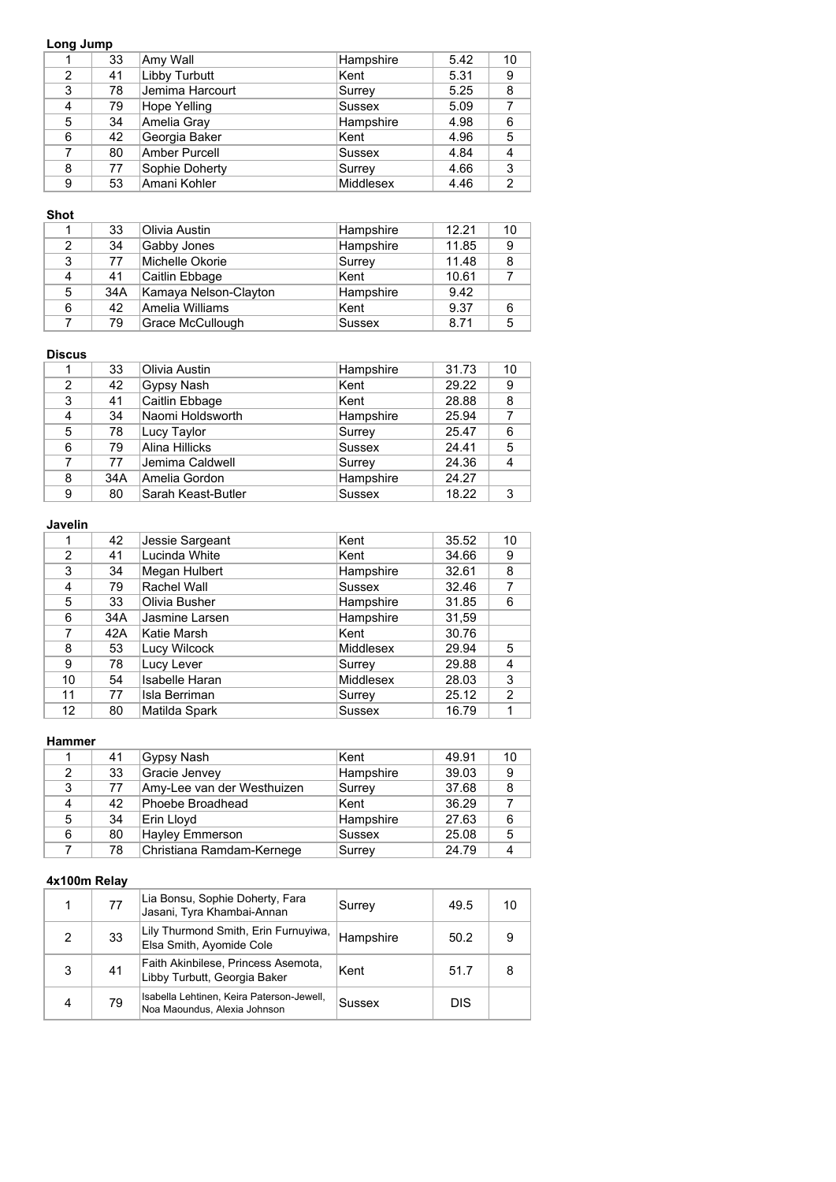**Long Jump**

| | | | | | |
|---|---|---|---|---|---|
| 1 | 33 | Amy Wall | Hampshire | 5.42 | 10 |
| 2 | 41 | Libby Turbutt | Kent | 5.31 | 9 |
| 3 | 78 | Jemima Harcourt | Surrey | 5.25 | 8 |
| 4 | 79 | Hope Yelling | Sussex | 5.09 | 7 |
| 5 | 34 | Amelia Gray | Hampshire | 4.98 | 6 |
| 6 | 42 | Georgia Baker | Kent | 4.96 | 5 |
| 7 | 80 | Amber Purcell | Sussex | 4.84 | 4 |
| 8 | 77 | Sophie Doherty | Surrey | 4.66 | 3 |
| 9 | 53 | Amani Kohler | Middlesex | 4.46 | 2 |

**Shot**

| | | | | | |
|---|---|---|---|---|---|
| 1 | 33 | Olivia Austin | Hampshire | 12.21 | 10 |
| 2 | 34 | Gabby Jones | Hampshire | 11.85 | 9 |
| 3 | 77 | Michelle Okorie | Surrey | 11.48 | 8 |
| 4 | 41 | Caitlin Ebbage | Kent | 10.61 | 7 |
| 5 | 34A | Kamaya Nelson-Clayton | Hampshire | 9.42 | |
| 6 | 42 | Amelia Williams | Kent | 9.37 | 6 |
| 7 | 79 | Grace McCullough | Sussex | 8.71 | 5 |

**Discus**

| | | | | | |
|---|---|---|---|---|---|
| 1 | 33 | Olivia Austin | Hampshire | 31.73 | 10 |
| 2 | 42 | Gypsy Nash | Kent | 29.22 | 9 |
| 3 | 41 | Caitlin Ebbage | Kent | 28.88 | 8 |
| 4 | 34 | Naomi Holdsworth | Hampshire | 25.94 | 7 |
| 5 | 78 | Lucy Taylor | Surrey | 25.47 | 6 |
| 6 | 79 | Alina Hillicks | Sussex | 24.41 | 5 |
| 7 | 77 | Jemima Caldwell | Surrey | 24.36 | 4 |
| 8 | 34A | Amelia Gordon | Hampshire | 24.27 | |
| 9 | 80 | Sarah Keast-Butler | Sussex | 18.22 | 3 |

**Javelin**

| | | | | | |
|---|---|---|---|---|---|
| 1 | 42 | Jessie Sargeant | Kent | 35.52 | 10 |
| 2 | 41 | Lucinda White | Kent | 34.66 | 9 |
| 3 | 34 | Megan Hulbert | Hampshire | 32.61 | 8 |
| 4 | 79 | Rachel Wall | Sussex | 32.46 | 7 |
| 5 | 33 | Olivia Busher | Hampshire | 31.85 | 6 |
| 6 | 34A | Jasmine Larsen | Hampshire | 31,59 | |
| 7 | 42A | Katie Marsh | Kent | 30.76 | |
| 8 | 53 | Lucy Wilcock | Middlesex | 29.94 | 5 |
| 9 | 78 | Lucy Lever | Surrey | 29.88 | 4 |
| 10 | 54 | Isabelle Haran | Middlesex | 28.03 | 3 |
| 11 | 77 | Isla Berriman | Surrey | 25.12 | 2 |
| 12 | 80 | Matilda Spark | Sussex | 16.79 | 1 |

**Hammer**

| | | | | | |
|---|---|---|---|---|---|
| 1 | 41 | Gypsy Nash | Kent | 49.91 | 10 |
| 2 | 33 | Gracie Jenvey | Hampshire | 39.03 | 9 |
| 3 | 77 | Amy-Lee van der Westhuizen | Surrey | 37.68 | 8 |
| 4 | 42 | Phoebe Broadhead | Kent | 36.29 | 7 |
| 5 | 34 | Erin Lloyd | Hampshire | 27.63 | 6 |
| 6 | 80 | Hayley Emmerson | Sussex | 25.08 | 5 |
| 7 | 78 | Christiana Ramdam-Kernege | Surrey | 24.79 | 4 |

**4x100m Relay**

| | | | | | |
|---|---|---|---|---|---|
| 1 | 77 | Lia Bonsu, Sophie Doherty, Fara Jasani, Tyra Khambai-Annan | Surrey | 49.5 | 10 |
| 2 | 33 | Lily Thurmond Smith, Erin Furnuyiwa, Elsa Smith, Ayomide Cole | Hampshire | 50.2 | 9 |
| 3 | 41 | Faith Akinbilese, Princess Asemota, Libby Turbutt, Georgia Baker | Kent | 51.7 | 8 |
| 4 | 79 | Isabella Lehtinen, Keira Paterson-Jewell, Noa Maoundus, Alexia Johnson | Sussex | DIS | |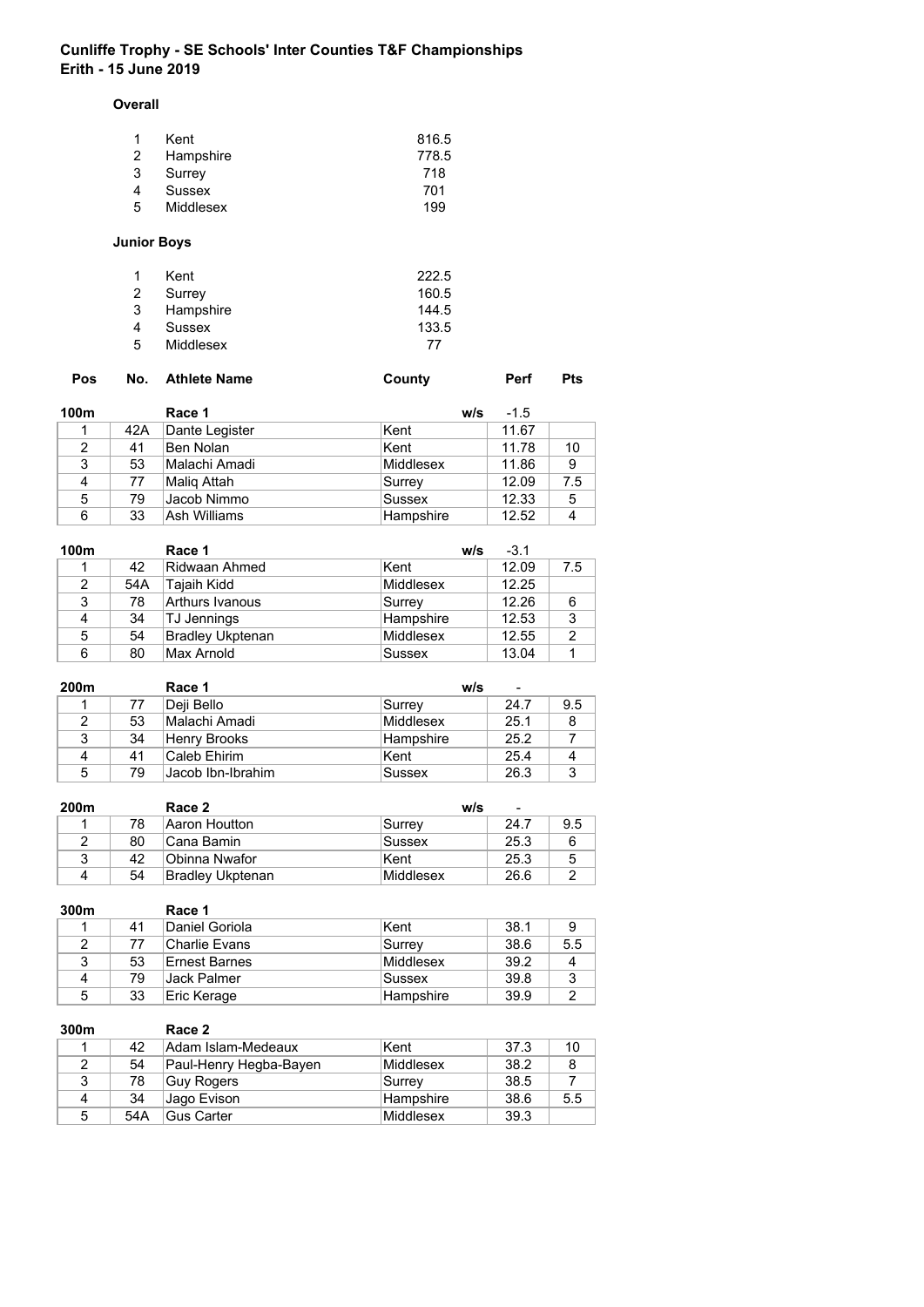# Cunliffe Trophy - SE Schools' Inter Counties T&F Championships
## Erith - 15 June 2019

### Overall

| | | |
|---|---|---|
| 1 | Kent | 816.5 |
| 2 | Hampshire | 778.5 |
| 3 | Surrey | 718 |
| 4 | Sussex | 701 |
| 5 | Middlesex | 199 |

### Junior Boys

| | | |
|---|---|---|
| 1 | Kent | 222.5 |
| 2 | Surrey | 160.5 |
| 3 | Hampshire | 144.5 |
| 4 | Sussex | 133.5 |
| 5 | Middlesex | 77 |

**100m** Race 1 — w/s -1.5

| Pos | No. | Athlete Name | County | Perf | Pts |
|---|---|---|---|---|---|
| 1 | 42A | Dante Legister | Kent | 11.67 | |
| 2 | 41 | Ben Nolan | Kent | 11.78 | 10 |
| 3 | 53 | Malachi Amadi | Middlesex | 11.86 | 9 |
| 4 | 77 | Maliq Attah | Surrey | 12.09 | 7.5 |
| 5 | 79 | Jacob Nimmo | Sussex | 12.33 | 5 |
| 6 | 33 | Ash Williams | Hampshire | 12.52 | 4 |

**100m** Race 1 — w/s -3.1

| Pos | No. | Athlete Name | County | Perf | Pts |
|---|---|---|---|---|---|
| 1 | 42 | Ridwaan Ahmed | Kent | 12.09 | 7.5 |
| 2 | 54A | Tajaih Kidd | Middlesex | 12.25 | |
| 3 | 78 | Arthurs Ivanous | Surrey | 12.26 | 6 |
| 4 | 34 | TJ Jennings | Hampshire | 12.53 | 3 |
| 5 | 54 | Bradley Ukptenan | Middlesex | 12.55 | 2 |
| 6 | 80 | Max Arnold | Sussex | 13.04 | 1 |

**200m** Race 1 — w/s -

| Pos | No. | Athlete Name | County | Perf | Pts |
|---|---|---|---|---|---|
| 1 | 77 | Deji Bello | Surrey | 24.7 | 9.5 |
| 2 | 53 | Malachi Amadi | Middlesex | 25.1 | 8 |
| 3 | 34 | Henry Brooks | Hampshire | 25.2 | 7 |
| 4 | 41 | Caleb Ehirim | Kent | 25.4 | 4 |
| 5 | 79 | Jacob Ibn-Ibrahim | Sussex | 26.3 | 3 |

**200m** Race 2 — w/s -

| Pos | No. | Athlete Name | County | Perf | Pts |
|---|---|---|---|---|---|
| 1 | 78 | Aaron Houtton | Surrey | 24.7 | 9.5 |
| 2 | 80 | Cana Bamin | Sussex | 25.3 | 6 |
| 3 | 42 | Obinna Nwafor | Kent | 25.3 | 5 |
| 4 | 54 | Bradley Ukptenan | Middlesex | 26.6 | 2 |

**300m** Race 1

| Pos | No. | Athlete Name | County | Perf | Pts |
|---|---|---|---|---|---|
| 1 | 41 | Daniel Goriola | Kent | 38.1 | 9 |
| 2 | 77 | Charlie Evans | Surrey | 38.6 | 5.5 |
| 3 | 53 | Ernest Barnes | Middlesex | 39.2 | 4 |
| 4 | 79 | Jack Palmer | Sussex | 39.8 | 3 |
| 5 | 33 | Eric Kerage | Hampshire | 39.9 | 2 |

**300m** Race 2

| Pos | No. | Athlete Name | County | Perf | Pts |
|---|---|---|---|---|---|
| 1 | 42 | Adam Islam-Medeaux | Kent | 37.3 | 10 |
| 2 | 54 | Paul-Henry Hegba-Bayen | Middlesex | 38.2 | 8 |
| 3 | 78 | Guy Rogers | Surrey | 38.5 | 7 |
| 4 | 34 | Jago Evison | Hampshire | 38.6 | 5.5 |
| 5 | 54A | Gus Carter | Middlesex | 39.3 | |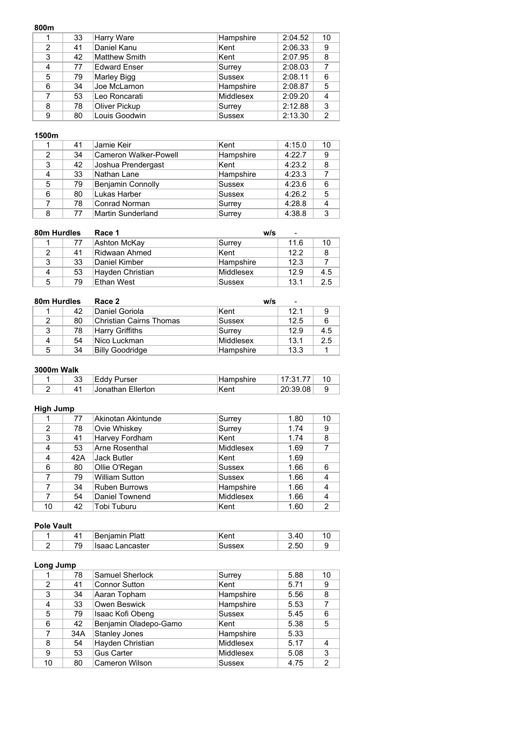**800m**

| | | | | | |
|---|---|---|---|---|---|
| 1 | 33 | Harry Ware | Hampshire | 2:04.52 | 10 |
| 2 | 41 | Daniel Kanu | Kent | 2:06.33 | 9 |
| 3 | 42 | Matthew Smith | Kent | 2:07.95 | 8 |
| 4 | 77 | Edward Enser | Surrey | 2:08.03 | 7 |
| 5 | 79 | Marley Bigg | Sussex | 2:08.11 | 6 |
| 6 | 34 | Joe McLarnon | Hampshire | 2:08.87 | 5 |
| 7 | 53 | Leo Roncarati | Middlesex | 2:09.20 | 4 |
| 8 | 78 | Oliver Pickup | Surrey | 2:12.88 | 3 |
| 9 | 80 | Louis Goodwin | Sussex | 2:13.30 | 2 |

**1500m**

| | | | | | |
|---|---|---|---|---|---|
| 1 | 41 | Jamie Keir | Kent | 4:15.0 | 10 |
| 2 | 34 | Cameron Walker-Powell | Hampshire | 4:22.7 | 9 |
| 3 | 42 | Joshua Prendergast | Kent | 4:23.2 | 8 |
| 4 | 33 | Nathan Lane | Hampshire | 4:23.3 | 7 |
| 5 | 79 | Benjamin Connolly | Sussex | 4:23.6 | 6 |
| 6 | 80 | Lukas Harber | Sussex | 4:26.2 | 5 |
| 7 | 78 | Conrad Norman | Surrey | 4:28.8 | 4 |
| 8 | 77 | Martin Sunderland | Surrey | 4:38.8 | 3 |

**80m Hurdles** **Race 1** **w/s** -

| | | | | | |
|---|---|---|---|---|---|
| 1 | 77 | Ashton McKay | Surrey | 11.6 | 10 |
| 2 | 41 | Ridwaan Ahmed | Kent | 12.2 | 8 |
| 3 | 33 | Daniel Kimber | Hampshire | 12.3 | 7 |
| 4 | 53 | Hayden Christian | Middlesex | 12.9 | 4.5 |
| 5 | 79 | Ethan West | Sussex | 13.1 | 2.5 |

**80m Hurdles** **Race 2** **w/s** -

| | | | | | |
|---|---|---|---|---|---|
| 1 | 42 | Daniel Goriola | Kent | 12.1 | 9 |
| 2 | 80 | Christian Cairns Thomas | Sussex | 12.5 | 6 |
| 3 | 78 | Harry Griffiths | Surrey | 12.9 | 4.5 |
| 4 | 54 | Nico Luckman | Middlesex | 13.1 | 2.5 |
| 5 | 34 | Billy Goodridge | Hampshire | 13.3 | 1 |

**3000m Walk**

| | | | | | |
|---|---|---|---|---|---|
| 1 | 33 | Eddy Purser | Hampshire | 17:31.77 | 10 |
| 2 | 41 | Jonathan Ellerton | Kent | 20:39.08 | 9 |

**High Jump**

| | | | | | |
|---|---|---|---|---|---|
| 1 | 77 | Akinotan Akintunde | Surrey | 1.80 | 10 |
| 2 | 78 | Ovie Whiskey | Surrey | 1.74 | 9 |
| 3 | 41 | Harvey Fordham | Kent | 1.74 | 8 |
| 4 | 53 | Arne Rosenthal | Middlesex | 1.69 | 7 |
| 4 | 42A | Jack Butler | Kent | 1.69 | |
| 6 | 80 | Ollie O'Regan | Sussex | 1.66 | 6 |
| 7 | 79 | William Sutton | Sussex | 1.66 | 4 |
| 7 | 34 | Ruben Burrows | Hampshire | 1.66 | 4 |
| 7 | 54 | Daniel Townend | Middlesex | 1.66 | 4 |
| 10 | 42 | Tobi Tuburu | Kent | 1.60 | 2 |

**Pole Vault**

| | | | | | |
|---|---|---|---|---|---|
| 1 | 41 | Benjamin Platt | Kent | 3.40 | 10 |
| 2 | 79 | Isaac Lancaster | Sussex | 2.50 | 9 |

**Long Jump**

| | | | | | |
|---|---|---|---|---|---|
| 1 | 78 | Samuel Sherlock | Surrey | 5.88 | 10 |
| 2 | 41 | Connor Sutton | Kent | 5.71 | 9 |
| 3 | 34 | Aaran Topham | Hampshire | 5.56 | 8 |
| 4 | 33 | Owen Beswick | Hampshire | 5.53 | 7 |
| 5 | 79 | Isaac Kofi Obeng | Sussex | 5.45 | 6 |
| 6 | 42 | Benjamin Oladepo-Gamo | Kent | 5.38 | 5 |
| 7 | 34A | Stanley Jones | Hampshire | 5.33 | |
| 8 | 54 | Hayden Christian | Middlesex | 5.17 | 4 |
| 9 | 53 | Gus Carter | Middlesex | 5.08 | 3 |
| 10 | 80 | Cameron Wilson | Sussex | 4.75 | 2 |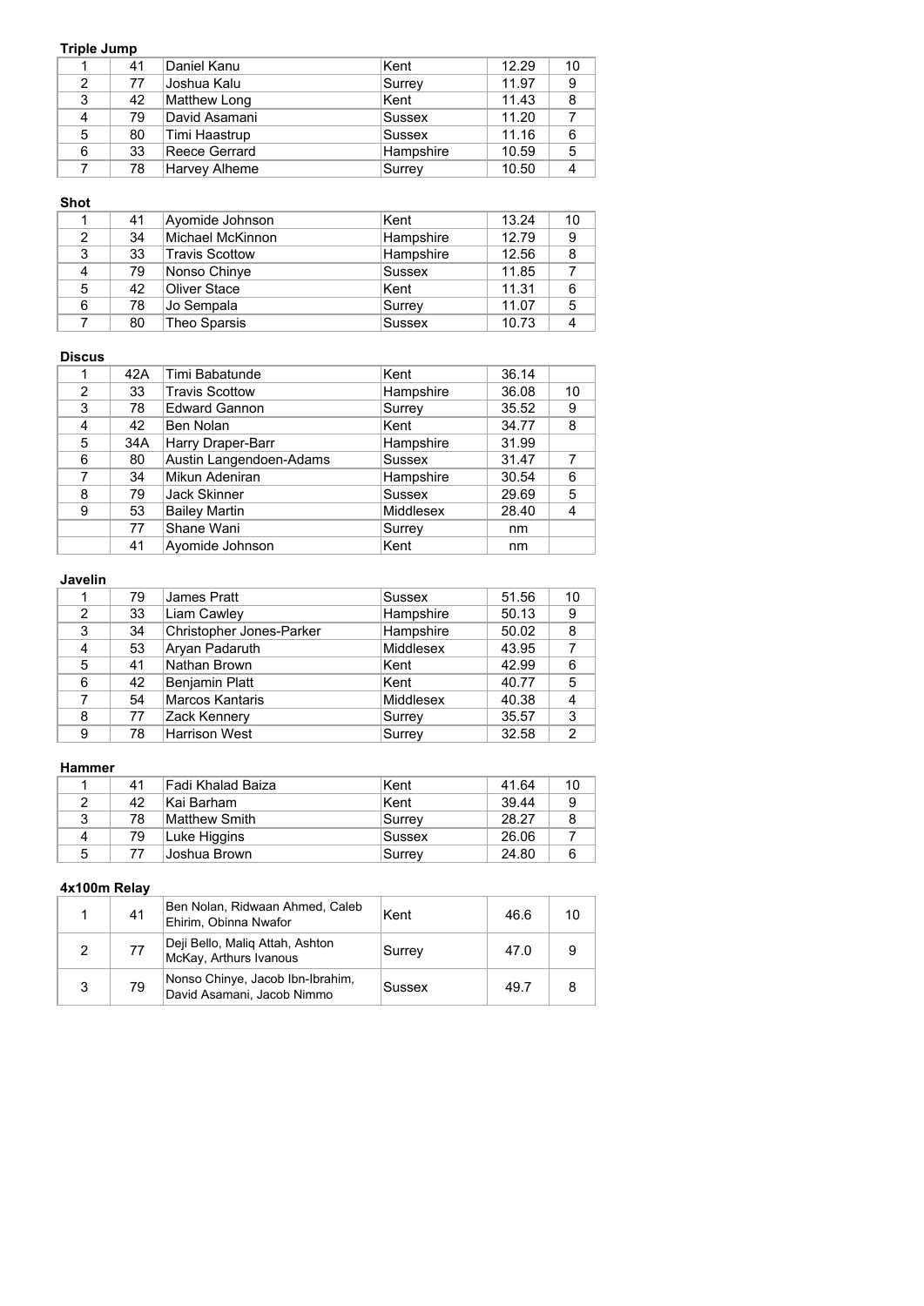**Triple Jump**

| | | | | | |
|---|---|---|---|---|---|
| 1 | 41 | Daniel Kanu | Kent | 12.29 | 10 |
| 2 | 77 | Joshua Kalu | Surrey | 11.97 | 9 |
| 3 | 42 | Matthew Long | Kent | 11.43 | 8 |
| 4 | 79 | David Asamani | Sussex | 11.20 | 7 |
| 5 | 80 | Timi Haastrup | Sussex | 11.16 | 6 |
| 6 | 33 | Reece Gerrard | Hampshire | 10.59 | 5 |
| 7 | 78 | Harvey Alheme | Surrey | 10.50 | 4 |

**Shot**

| | | | | | |
|---|---|---|---|---|---|
| 1 | 41 | Ayomide Johnson | Kent | 13.24 | 10 |
| 2 | 34 | Michael McKinnon | Hampshire | 12.79 | 9 |
| 3 | 33 | Travis Scottow | Hampshire | 12.56 | 8 |
| 4 | 79 | Nonso Chinye | Sussex | 11.85 | 7 |
| 5 | 42 | Oliver Stace | Kent | 11.31 | 6 |
| 6 | 78 | Jo Sempala | Surrey | 11.07 | 5 |
| 7 | 80 | Theo Sparsis | Sussex | 10.73 | 4 |

**Discus**

| | | | | | |
|---|---|---|---|---|---|
| 1 | 42A | Timi Babatunde | Kent | 36.14 | |
| 2 | 33 | Travis Scottow | Hampshire | 36.08 | 10 |
| 3 | 78 | Edward Gannon | Surrey | 35.52 | 9 |
| 4 | 42 | Ben Nolan | Kent | 34.77 | 8 |
| 5 | 34A | Harry Draper-Barr | Hampshire | 31.99 | |
| 6 | 80 | Austin Langendoen-Adams | Sussex | 31.47 | 7 |
| 7 | 34 | Mikun Adeniran | Hampshire | 30.54 | 6 |
| 8 | 79 | Jack Skinner | Sussex | 29.69 | 5 |
| 9 | 53 | Bailey Martin | Middlesex | 28.40 | 4 |
| | 77 | Shane Wani | Surrey | nm | |
| | 41 | Ayomide Johnson | Kent | nm | |

**Javelin**

| | | | | | |
|---|---|---|---|---|---|
| 1 | 79 | James Pratt | Sussex | 51.56 | 10 |
| 2 | 33 | Liam Cawley | Hampshire | 50.13 | 9 |
| 3 | 34 | Christopher Jones-Parker | Hampshire | 50.02 | 8 |
| 4 | 53 | Aryan Padaruth | Middlesex | 43.95 | 7 |
| 5 | 41 | Nathan Brown | Kent | 42.99 | 6 |
| 6 | 42 | Benjamin Platt | Kent | 40.77 | 5 |
| 7 | 54 | Marcos Kantaris | Middlesex | 40.38 | 4 |
| 8 | 77 | Zack Kennery | Surrey | 35.57 | 3 |
| 9 | 78 | Harrison West | Surrey | 32.58 | 2 |

**Hammer**

| | | | | | |
|---|---|---|---|---|---|
| 1 | 41 | Fadi Khalad Baiza | Kent | 41.64 | 10 |
| 2 | 42 | Kai Barham | Kent | 39.44 | 9 |
| 3 | 78 | Matthew Smith | Surrey | 28.27 | 8 |
| 4 | 79 | Luke Higgins | Sussex | 26.06 | 7 |
| 5 | 77 | Joshua Brown | Surrey | 24.80 | 6 |

**4x100m Relay**

| | | | | | |
|---|---|---|---|---|---|
| 1 | 41 | Ben Nolan, Ridwaan Ahmed, Caleb Ehirim, Obinna Nwafor | Kent | 46.6 | 10 |
| 2 | 77 | Deji Bello, Maliq Attah, Ashton McKay, Arthurs Ivanous | Surrey | 47.0 | 9 |
| 3 | 79 | Nonso Chinye, Jacob Ibn-Ibrahim, David Asamani, Jacob Nimmo | Sussex | 49.7 | 8 |